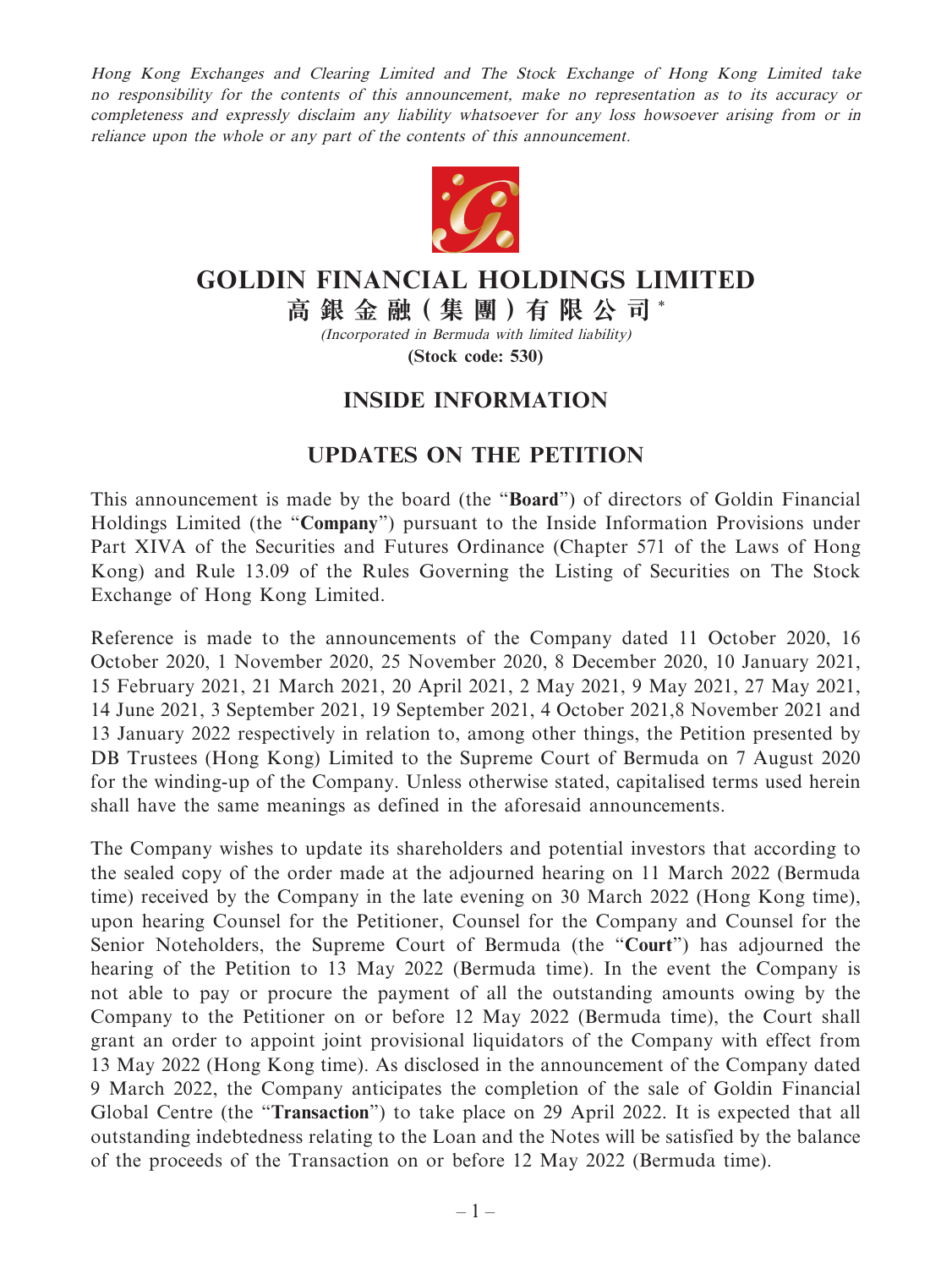*Hong Kong Exchanges and Clearing Limited and The Stock Exchange of Hong Kong Limited take no responsibility for the contents of this announcement, make no representation as to its accuracy or completeness and expressly disclaim any liability whatsoever for any loss howsoever arising from or in reliance upon the whole or any part of the contents of this announcement.*

# GOLDIN FINANCIAL HOLDINGS LIMITED

# 高銀金融(集團)有限公司*

*(Incorporated in Bermuda with limited liability)*

**(Stock code: 530)**

## INSIDE INFORMATION

## UPDATES ON THE PETITION

This announcement is made by the board (the "**Board**") of directors of Goldin Financial Holdings Limited (the "**Company**") pursuant to the Inside Information Provisions under Part XIVA of the Securities and Futures Ordinance (Chapter 571 of the Laws of Hong Kong) and Rule 13.09 of the Rules Governing the Listing of Securities on The Stock Exchange of Hong Kong Limited.

Reference is made to the announcements of the Company dated 11 October 2020, 16 October 2020, 1 November 2020, 25 November 2020, 8 December 2020, 10 January 2021, 15 February 2021, 21 March 2021, 20 April 2021, 2 May 2021, 9 May 2021, 27 May 2021, 14 June 2021, 3 September 2021, 19 September 2021, 4 October 2021,8 November 2021 and 13 January 2022 respectively in relation to, among other things, the Petition presented by DB Trustees (Hong Kong) Limited to the Supreme Court of Bermuda on 7 August 2020 for the winding-up of the Company. Unless otherwise stated, capitalised terms used herein shall have the same meanings as defined in the aforesaid announcements.

The Company wishes to update its shareholders and potential investors that according to the sealed copy of the order made at the adjourned hearing on 11 March 2022 (Bermuda time) received by the Company in the late evening on 30 March 2022 (Hong Kong time), upon hearing Counsel for the Petitioner, Counsel for the Company and Counsel for the Senior Noteholders, the Supreme Court of Bermuda (the "**Court**") has adjourned the hearing of the Petition to 13 May 2022 (Bermuda time). In the event the Company is not able to pay or procure the payment of all the outstanding amounts owing by the Company to the Petitioner on or before 12 May 2022 (Bermuda time), the Court shall grant an order to appoint joint provisional liquidators of the Company with effect from 13 May 2022 (Hong Kong time). As disclosed in the announcement of the Company dated 9 March 2022, the Company anticipates the completion of the sale of Goldin Financial Global Centre (the "**Transaction**") to take place on 29 April 2022. It is expected that all outstanding indebtedness relating to the Loan and the Notes will be satisfied by the balance of the proceeds of the Transaction on or before 12 May 2022 (Bermuda time).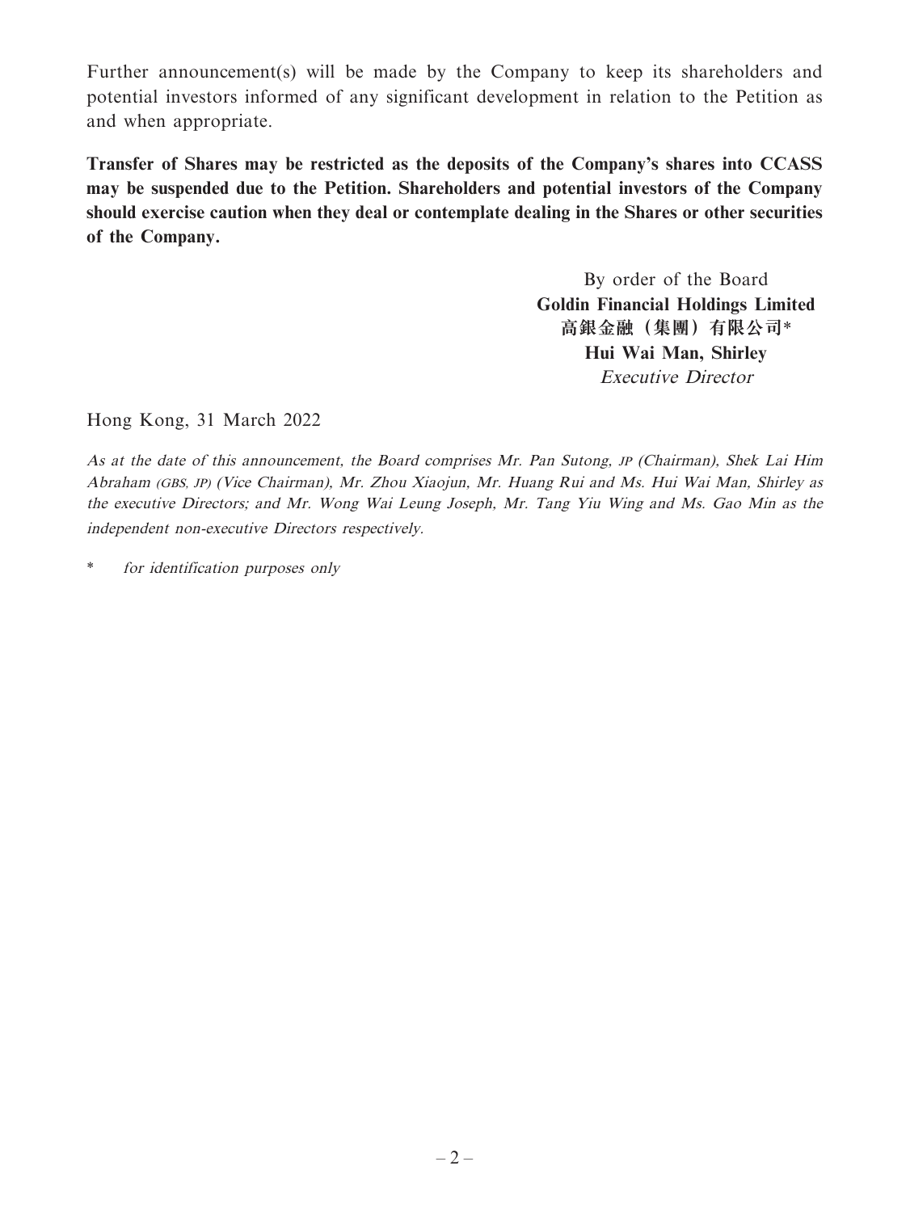Further announcement(s) will be made by the Company to keep its shareholders and potential investors informed of any significant development in relation to the Petition as and when appropriate.

**Transfer of Shares may be restricted as the deposits of the Company's shares into CCASS may be suspended due to the Petition. Shareholders and potential investors of the Company should exercise caution when they deal or contemplate dealing in the Shares or other securities of the Company.**

By order of the Board
**Goldin Financial Holdings Limited**
**高銀金融（集團）有限公司***
**Hui Wai Man, Shirley**
*Executive Director*

Hong Kong, 31 March 2022

*As at the date of this announcement, the Board comprises Mr. Pan Sutong, JP (Chairman), Shek Lai Him Abraham (GBS, JP) (Vice Chairman), Mr. Zhou Xiaojun, Mr. Huang Rui and Ms. Hui Wai Man, Shirley as the executive Directors; and Mr. Wong Wai Leung Joseph, Mr. Tang Yiu Wing and Ms. Gao Min as the independent non-executive Directors respectively.*

\* *for identification purposes only*